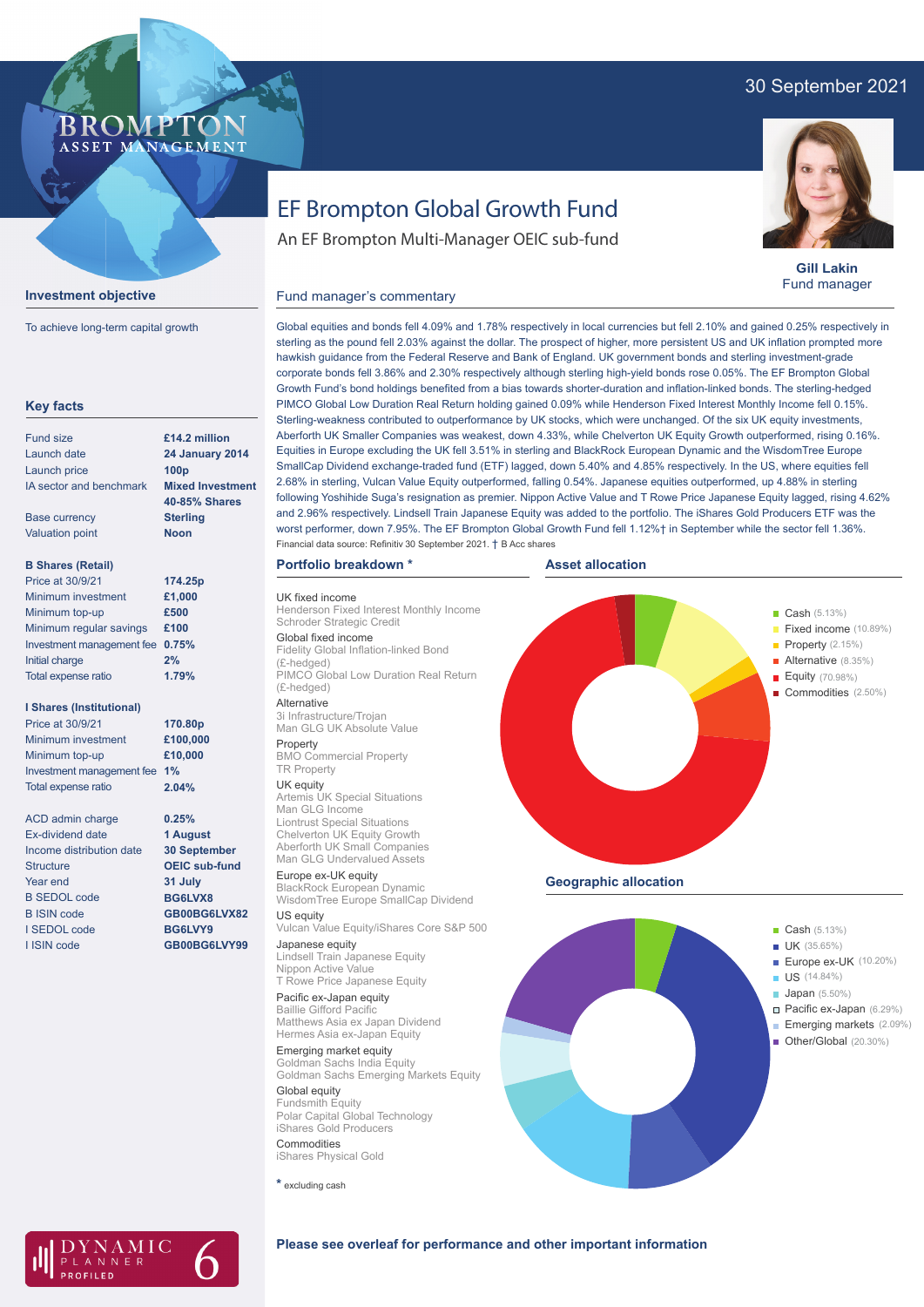30 September 2021

# EF Brompton Global Growth Fund

An EF Brompton Multi-Manager OEIC sub-fund

**Gill Lakin**
Fund manager

## Investment objective

To achieve long-term capital growth

## Key facts

| | |
|---|---|
| Fund size | **£14.2 million** |
| Launch date | **24 January 2014** |
| Launch price | **100p** |
| IA sector and benchmark | **Mixed Investment 40-85% Shares** |
| Base currency | **Sterling** |
| Valuation point | **Noon** |

**B Shares (Retail)**

| | |
|---|---|
| Price at 30/9/21 | **174.25p** |
| Minimum investment | **£1,000** |
| Minimum top-up | **£500** |
| Minimum regular savings | **£100** |
| Investment management fee | **0.75%** |
| Initial charge | **2%** |
| Total expense ratio | **1.79%** |

**I Shares (Institutional)**

| | |
|---|---|
| Price at 30/9/21 | **170.80p** |
| Minimum investment | **£100,000** |
| Minimum top-up | **£10,000** |
| Investment management fee | **1%** |
| Total expense ratio | **2.04%** |

| | |
|---|---|
| ACD admin charge | **0.25%** |
| Ex-dividend date | **1 August** |
| Income distribution date | **30 September** |
| Structure | **OEIC sub-fund** |
| Year end | **31 July** |
| B SEDOL code | **BG6LVX8** |
| B ISIN code | **GB00BG6LVX82** |
| I SEDOL code | **BG6LVY9** |
| I ISIN code | **GB00BG6LVY99** |

## Fund manager's commentary

Global equities and bonds fell 4.09% and 1.78% respectively in local currencies but fell 2.10% and gained 0.25% respectively in sterling as the pound fell 2.03% against the dollar. The prospect of higher, more persistent US and UK inflation prompted more hawkish guidance from the Federal Reserve and Bank of England. UK government bonds and sterling investment-grade corporate bonds fell 3.86% and 2.30% respectively although sterling high-yield bonds rose 0.05%. The EF Brompton Global Growth Fund's bond holdings benefited from a bias towards shorter-duration and inflation-linked bonds. The sterling-hedged PIMCO Global Low Duration Real Return holding gained 0.09% while Henderson Fixed Interest Monthly Income fell 0.15%. Sterling-weakness contributed to outperformance by UK stocks, which were unchanged. Of the six UK equity investments, Aberforth UK Smaller Companies was weakest, down 4.33%, while Chelverton UK Equity Growth outperformed, rising 0.16%. Equities in Europe excluding the UK fell 3.51% in sterling and BlackRock European Dynamic and the WisdomTree Europe SmallCap Dividend exchange-traded fund (ETF) lagged, down 5.40% and 4.85% respectively. In the US, where equities fell 2.68% in sterling, Vulcan Value Equity outperformed, falling 0.54%. Japanese equities outperformed, up 4.88% in sterling following Yoshihide Suga's resignation as premier. Nippon Active Value and T Rowe Price Japanese Equity lagged, rising 4.62% and 2.96% respectively. Lindsell Train Japanese Equity was added to the portfolio. The iShares Gold Producers ETF was the worst performer, down 7.95%. The EF Brompton Global Growth Fund fell 1.12%† in September while the sector fell 1.36%.

Financial data source: Refinitiv 30 September 2021. † B Acc shares

## Portfolio breakdown *

**UK fixed income**
- Henderson Fixed Interest Monthly Income
- Schroder Strategic Credit

**Global fixed income**
- Fidelity Global Inflation-linked Bond (£-hedged)
- PIMCO Global Low Duration Real Return (£-hedged)

**Alternative**
- 3i Infrastructure/Trojan
- Man GLG UK Absolute Value

**Property**
- BMO Commercial Property
- TR Property

**UK equity**
- Artemis UK Special Situations
- Man GLG Income
- Liontrust Special Situations
- Chelverton UK Equity Growth
- Aberforth UK Small Companies
- Man GLG Undervalued Assets

**Europe ex-UK equity**
- BlackRock European Dynamic
- WisdomTree Europe SmallCap Dividend

**US equity**
- Vulcan Value Equity/iShares Core S&P 500

**Japanese equity**
- Lindsell Train Japanese Equity
- Nippon Active Value
- T Rowe Price Japanese Equity

**Pacific ex-Japan equity**
- Baillie Gifford Pacific
- Matthews Asia ex Japan Dividend
- Hermes Asia ex-Japan Equity

**Emerging market equity**
- Goldman Sachs India Equity
- Goldman Sachs Emerging Markets Equity

**Global equity**
- Fundsmith Equity
- Polar Capital Global Technology
- iShares Gold Producers

**Commodities**
- iShares Physical Gold

\* excluding cash

## Asset allocation

- Cash (5.13%)
- Fixed income (10.89%)
- Property (2.15%)
- Alternative (8.35%)
- Equity (70.98%)
- Commodities (2.50%)

## Geographic allocation

- Cash (5.13%)
- UK (35.65%)
- Europe ex-UK (10.20%)
- US (14.84%)
- Japan (5.50%)
- Pacific ex-Japan (6.29%)
- Emerging markets (2.09%)
- Other/Global (20.30%)

**Please see overleaf for performance and other important information**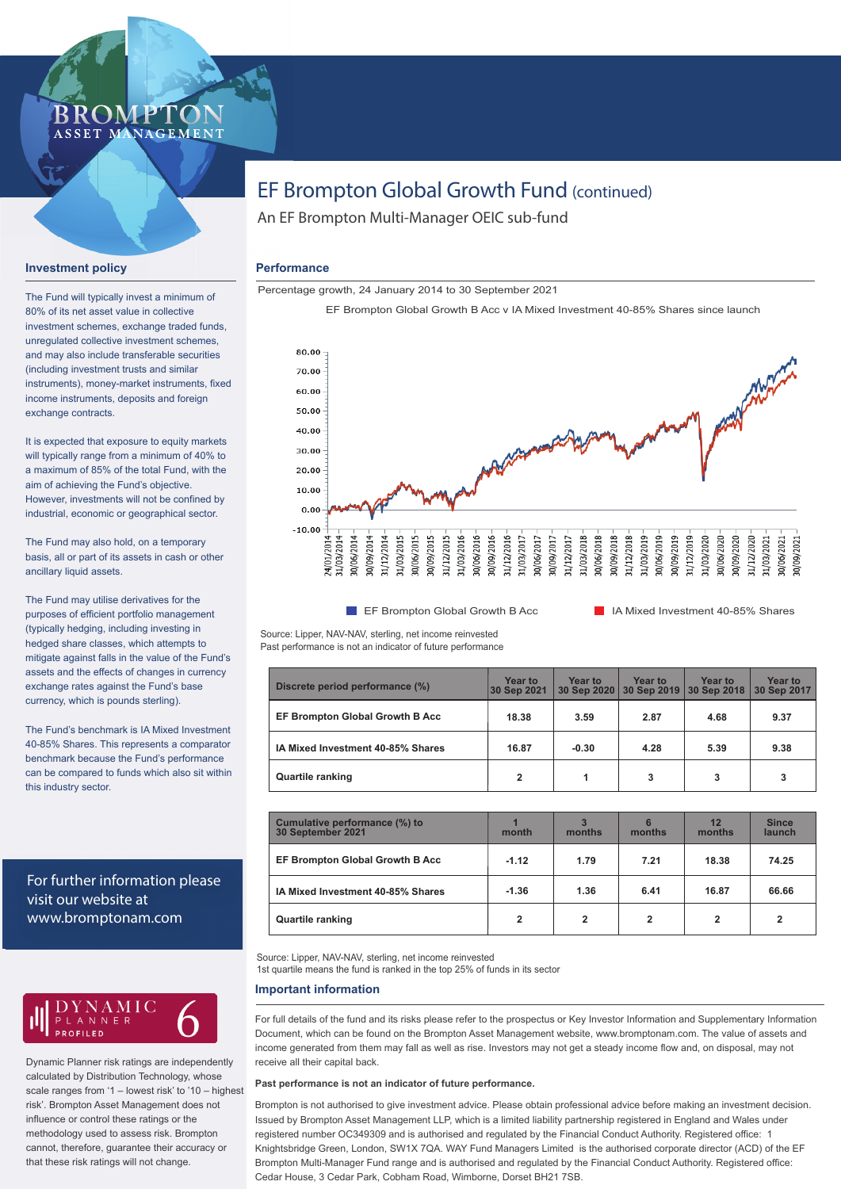# EF Brompton Global Growth Fund (continued)

An EF Brompton Multi-Manager OEIC sub-fund

## Investment policy

The Fund will typically invest a minimum of 80% of its net asset value in collective investment schemes, exchange traded funds, unregulated collective investment schemes, and may also include transferable securities (including investment trusts and similar instruments), money-market instruments, fixed income instruments, deposits and foreign exchange contracts.

It is expected that exposure to equity markets will typically range from a minimum of 40% to a maximum of 85% of the total Fund, with the aim of achieving the Fund's objective. However, investments will not be confined by industrial, economic or geographical sector.

The Fund may also hold, on a temporary basis, all or part of its assets in cash or other ancillary liquid assets.

The Fund may utilise derivatives for the purposes of efficient portfolio management (typically hedging, including investing in hedged share classes, which attempts to mitigate against falls in the value of the Fund's assets and the effects of changes in currency exchange rates against the Fund's base currency, which is pounds sterling).

The Fund's benchmark is IA Mixed Investment 40-85% Shares. This represents a comparator benchmark because the Fund's performance can be compared to funds which also sit within this industry sector.

For further information please visit our website at www.bromptonam.com

Dynamic Planner Profiled 6

Dynamic Planner risk ratings are independently calculated by Distribution Technology, whose scale ranges from '1 – lowest risk' to '10 – highest risk'. Brompton Asset Management does not influence or control these ratings or the methodology used to assess risk. Brompton cannot, therefore, guarantee their accuracy or that these risk ratings will not change.

## Performance

Percentage growth, 24 January 2014 to 30 September 2021

EF Brompton Global Growth B Acc v IA Mixed Investment 40-85% Shares since launch

80.00
70.00
60.00
50.00
40.00
30.00
20.00
10.00
0.00
-10.00

24/01/2014, 31/03/2014, 30/06/2014, 30/09/2014, 31/12/2014, 31/03/2015, 30/06/2015, 30/09/2015, 31/12/2015, 31/03/2016, 30/06/2016, 30/09/2016, 31/12/2016, 31/03/2017, 30/06/2017, 30/09/2017, 31/12/2017, 31/03/2018, 30/06/2018, 30/09/2018, 31/12/2018, 31/03/2019, 30/06/2019, 30/09/2019, 31/12/2019, 31/03/2020, 30/06/2020, 30/09/2020, 31/12/2020, 31/03/2021, 30/06/2021, 30/09/2021

EF Brompton Global Growth B Acc
IA Mixed Investment 40-85% Shares

Source: Lipper, NAV-NAV, sterling, net income reinvested
Past performance is not an indicator of future performance

| Discrete period performance (%) | Year to 30 Sep 2021 | Year to 30 Sep 2020 | Year to 30 Sep 2019 | Year to 30 Sep 2018 | Year to 30 Sep 2017 |
|---|---|---|---|---|---|
| EF Brompton Global Growth B Acc | 18.38 | 3.59 | 2.87 | 4.68 | 9.37 |
| IA Mixed Investment 40-85% Shares | 16.87 | -0.30 | 4.28 | 5.39 | 9.38 |
| Quartile ranking | 2 | 1 | 3 | 3 | 3 |

| Cumulative performance (%) to 30 September 2021 | 1 month | 3 months | 6 months | 12 months | Since launch |
|---|---|---|---|---|---|
| EF Brompton Global Growth B Acc | -1.12 | 1.79 | 7.21 | 18.38 | 74.25 |
| IA Mixed Investment 40-85% Shares | -1.36 | 1.36 | 6.41 | 16.87 | 66.66 |
| Quartile ranking | 2 | 2 | 2 | 2 | 2 |

Source: Lipper, NAV-NAV, sterling, net income reinvested
1st quartile means the fund is ranked in the top 25% of funds in its sector

## Important information

For full details of the fund and its risks please refer to the prospectus or Key Investor Information and Supplementary Information Document, which can be found on the Brompton Asset Management website, www.bromptonam.com. The value of assets and income generated from them may fall as well as rise. Investors may not get a steady income flow and, on disposal, may not receive all their capital back.

**Past performance is not an indicator of future performance.**

Brompton is not authorised to give investment advice. Please obtain professional advice before making an investment decision. Issued by Brompton Asset Management LLP, which is a limited liability partnership registered in England and Wales under registered number OC349309 and is authorised and regulated by the Financial Conduct Authority. Registered office: 1 Knightsbridge Green, London, SW1X 7QA. WAY Fund Managers Limited is the authorised corporate director (ACD) of the EF Brompton Multi-Manager Fund range and is authorised and regulated by the Financial Conduct Authority. Registered office: Cedar House, 3 Cedar Park, Cobham Road, Wimborne, Dorset BH21 7SB.